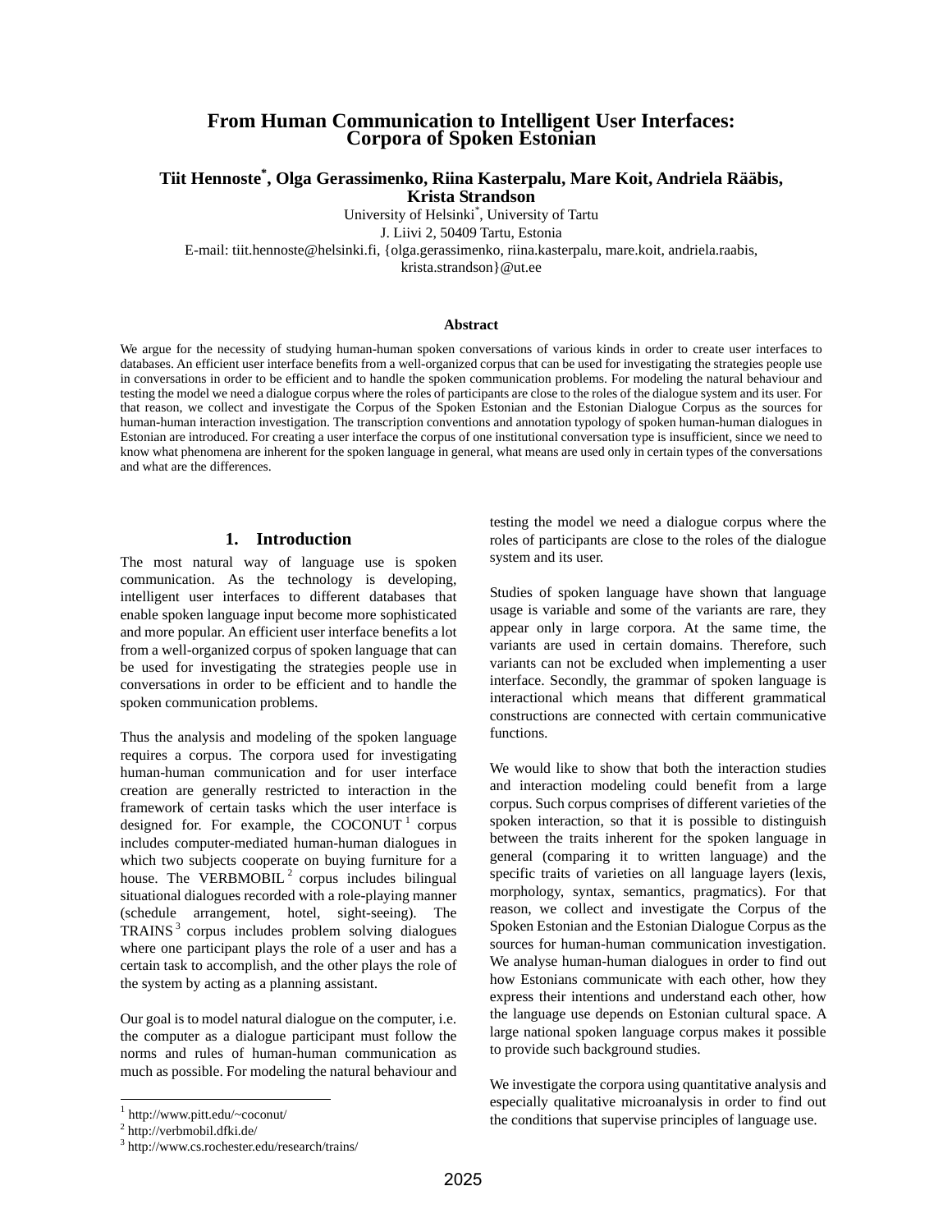# From Human Communication to Intelligent User Interfaces: Corpora of Spoken Estonian

**Tiit Hennoste[*], Olga Gerassimenko, Riina Kasterpalu, Mare Koit, Andriela Rääbis, Krista Strandson**

University of Helsinki[*], University of Tartu
J. Liivi 2, 50409 Tartu, Estonia
E-mail: tiit.hennoste@helsinki.fi, {olga.gerassimenko, riina.kasterpalu, mare.koit, andriela.raabis, krista.strandson}@ut.ee

### Abstract

We argue for the necessity of studying human-human spoken conversations of various kinds in order to create user interfaces to databases. An efficient user interface benefits from a well-organized corpus that can be used for investigating the strategies people use in conversations in order to be efficient and to handle the spoken communication problems. For modeling the natural behaviour and testing the model we need a dialogue corpus where the roles of participants are close to the roles of the dialogue system and its user. For that reason, we collect and investigate the Corpus of the Spoken Estonian and the Estonian Dialogue Corpus as the sources for human-human interaction investigation. The transcription conventions and annotation typology of spoken human-human dialogues in Estonian are introduced. For creating a user interface the corpus of one institutional conversation type is insufficient, since we need to know what phenomena are inherent for the spoken language in general, what means are used only in certain types of the conversations and what are the differences.

## 1. Introduction

The most natural way of language use is spoken communication. As the technology is developing, intelligent user interfaces to different databases that enable spoken language input become more sophisticated and more popular. An efficient user interface benefits a lot from a well-organized corpus of spoken language that can be used for investigating the strategies people use in conversations in order to be efficient and to handle the spoken communication problems.

Thus the analysis and modeling of the spoken language requires a corpus. The corpora used for investigating human-human communication and for user interface creation are generally restricted to interaction in the framework of certain tasks which the user interface is designed for. For example, the COCONUT[1] corpus includes computer-mediated human-human dialogues in which two subjects cooperate on buying furniture for a house. The VERBMOBIL[2] corpus includes bilingual situational dialogues recorded with a role-playing manner (schedule arrangement, hotel, sight-seeing). The TRAINS[3] corpus includes problem solving dialogues where one participant plays the role of a user and has a certain task to accomplish, and the other plays the role of the system by acting as a planning assistant.

Our goal is to model natural dialogue on the computer, i.e. the computer as a dialogue participant must follow the norms and rules of human-human communication as much as possible. For modeling the natural behaviour and testing the model we need a dialogue corpus where the roles of participants are close to the roles of the dialogue system and its user.

Studies of spoken language have shown that language usage is variable and some of the variants are rare, they appear only in large corpora. At the same time, the variants are used in certain domains. Therefore, such variants can not be excluded when implementing a user interface. Secondly, the grammar of spoken language is interactional which means that different grammatical constructions are connected with certain communicative functions.

We would like to show that both the interaction studies and interaction modeling could benefit from a large corpus. Such corpus comprises of different varieties of the spoken interaction, so that it is possible to distinguish between the traits inherent for the spoken language in general (comparing it to written language) and the specific traits of varieties on all language layers (lexis, morphology, syntax, semantics, pragmatics). For that reason, we collect and investigate the Corpus of the Spoken Estonian and the Estonian Dialogue Corpus as the sources for human-human communication investigation. We analyse human-human dialogues in order to find out how Estonians communicate with each other, how they express their intentions and understand each other, how the language use depends on Estonian cultural space. A large national spoken language corpus makes it possible to provide such background studies.

We investigate the corpora using quantitative analysis and especially qualitative microanalysis in order to find out the conditions that supervise principles of language use.

---

[1] http://www.pitt.edu/~coconut/
[2] http://verbmobil.dfki.de/
[3] http://www.cs.rochester.edu/research/trains/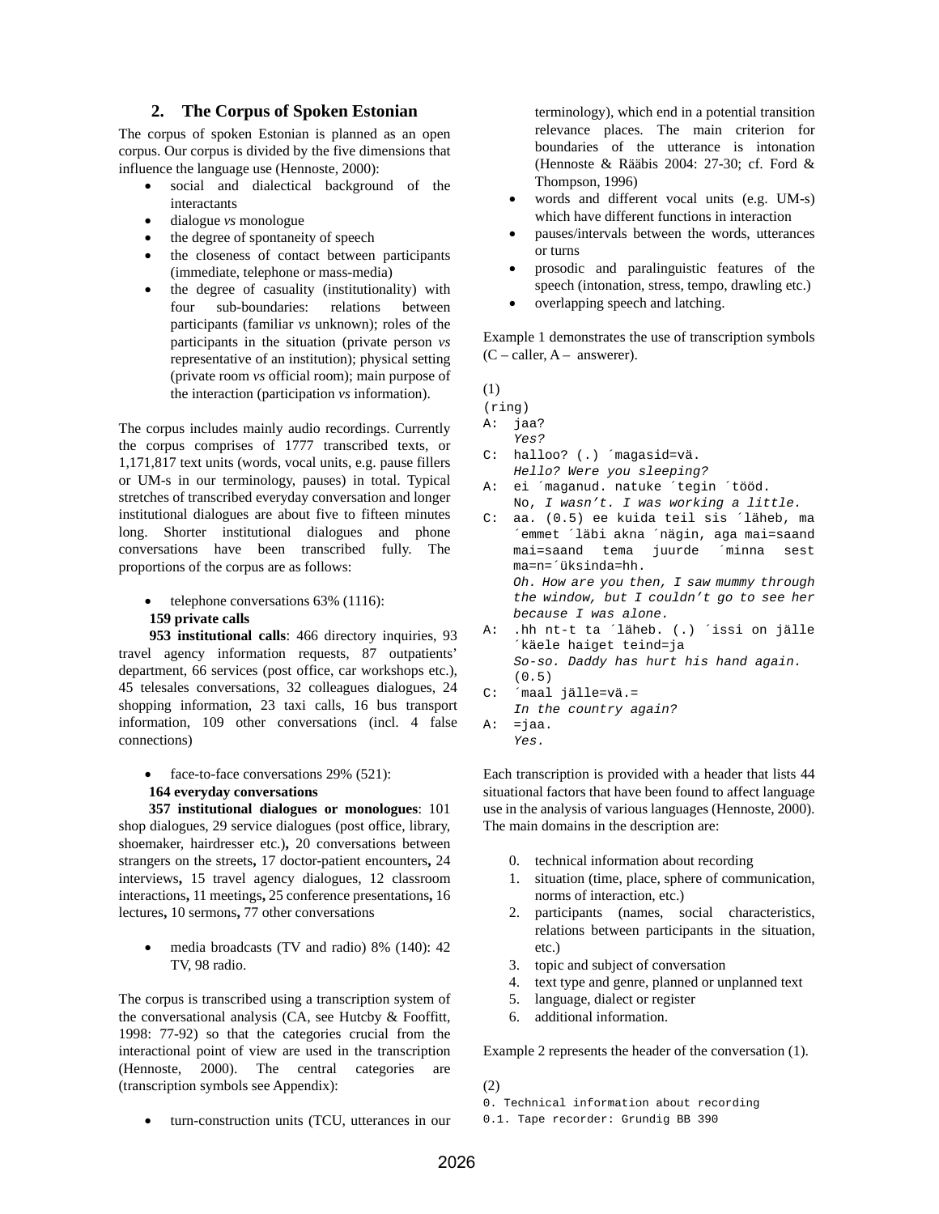## 2. The Corpus of Spoken Estonian

The corpus of spoken Estonian is planned as an open corpus. Our corpus is divided by the five dimensions that influence the language use (Hennoste, 2000):

- social and dialectical background of the interactants
- dialogue *vs* monologue
- the degree of spontaneity of speech
- the closeness of contact between participants (immediate, telephone or mass-media)
- the degree of casuality (institutionality) with four sub-boundaries: relations between participants (familiar *vs* unknown); roles of the participants in the situation (private person *vs* representative of an institution); physical setting (private room *vs* official room); main purpose of the interaction (participation *vs* information).

The corpus includes mainly audio recordings. Currently the corpus comprises of 1777 transcribed texts, or 1,171,817 text units (words, vocal units, e.g. pause fillers or UM-s in our terminology, pauses) in total. Typical stretches of transcribed everyday conversation and longer institutional dialogues are about five to fifteen minutes long. Shorter institutional dialogues and phone conversations have been transcribed fully. The proportions of the corpus are as follows:

- telephone conversations 63% (1116):

**159 private calls**

**953 institutional calls**: 466 directory inquiries, 93 travel agency information requests, 87 outpatients' department, 66 services (post office, car workshops etc.), 45 telesales conversations, 32 colleagues dialogues, 24 shopping information, 23 taxi calls, 16 bus transport information, 109 other conversations (incl. 4 false connections)

- face-to-face conversations 29% (521):

**164 everyday conversations**

**357 institutional dialogues or monologues**: 101 shop dialogues, 29 service dialogues (post office, library, shoemaker, hairdresser etc.), 20 conversations between strangers on the streets, 17 doctor-patient encounters, 24 interviews, 15 travel agency dialogues, 12 classroom interactions, 11 meetings, 25 conference presentations, 16 lectures, 10 sermons, 77 other conversations

- media broadcasts (TV and radio) 8% (140): 42 TV, 98 radio.

The corpus is transcribed using a transcription system of the conversational analysis (CA, see Hutcby & Fooffitt, 1998: 77-92) so that the categories crucial from the interactional point of view are used in the transcription (Hennoste, 2000). The central categories are (transcription symbols see Appendix):

- turn-construction units (TCU, utterances in our terminology), which end in a potential transition relevance places. The main criterion for boundaries of the utterance is intonation (Hennoste & Rääbis 2004: 27-30; cf. Ford & Thompson, 1996)
- words and different vocal units (e.g. UM-s) which have different functions in interaction
- pauses/intervals between the words, utterances or turns
- prosodic and paralinguistic features of the speech (intonation, stress, tempo, drawling etc.)
- overlapping speech and latching.

Example 1 demonstrates the use of transcription symbols (C – caller, A – answerer).

(1)

```
(ring)
A:  jaa?
    Yes?
C:  halloo? (.) ´magasid=vä.
    Hello? Were you sleeping?
A:  ei ´maganud. natuke ´tegin ´tööd.
    No, I wasn't. I was working a little.
C:  aa. (0.5) ee kuida teil sis ´läheb, ma
    ´emmet ´läbi akna ´nägin, aga mai=saand
    mai=saand tema juurde ´minna sest
    ma=n=´üksinda=hh.
    Oh. How are you then, I saw mummy through
    the window, but I couldn't go to see her
    because I was alone.
A:  .hh nt-t ta ´läheb. (.) ´issi on jälle
    ´käele haiget teind=ja
    So-so. Daddy has hurt his hand again.
    (0.5)
C:  ´maal jälle=vä.=
    In the country again?
A:  =jaa.
    Yes.
```

Each transcription is provided with a header that lists 44 situational factors that have been found to affect language use in the analysis of various languages (Hennoste, 2000). The main domains in the description are:

0. technical information about recording
1. situation (time, place, sphere of communication, norms of interaction, etc.)
2. participants (names, social characteristics, relations between participants in the situation, etc.)
3. topic and subject of conversation
4. text type and genre, planned or unplanned text
5. language, dialect or register
6. additional information.

Example 2 represents the header of the conversation (1).

(2)

```
0. Technical information about recording
0.1. Tape recorder: Grundig BB 390
```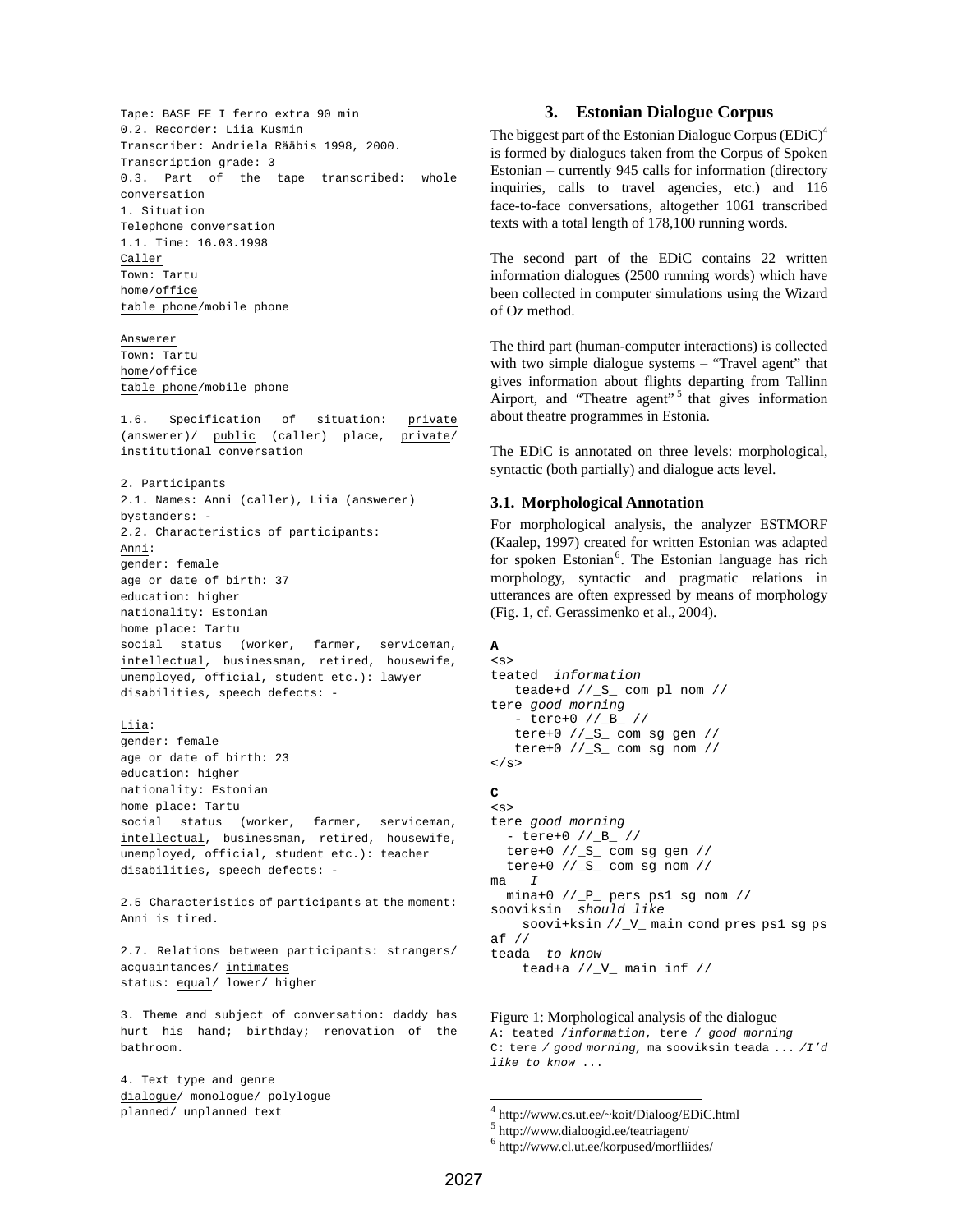Tape: BASF FE I ferro extra 90 min
0.2. Recorder: Liia Kusmin
Transcriber: Andriela Rääbis 1998, 2000.
Transcription grade: 3
0.3. Part of the tape transcribed: whole conversation
1. Situation
Telephone conversation
1.1. Time: 16.03.1998
<u>Caller</u>
Town: Tartu
home/<u>office</u>
<u>table phone</u>/mobile phone

<u>Answerer</u>
Town: Tartu
<u>home</u>/office
<u>table phone</u>/mobile phone

1.6. Specification of situation: <u>private</u> (answerer)/ <u>public</u> (caller) place, <u>private</u>/ institutional conversation

2. Participants
2.1. Names: Anni (caller), Liia (answerer)
bystanders: -
2.2. Characteristics of participants:
<u>Anni</u>:
gender: female
age or date of birth: 37
education: higher
nationality: Estonian
home place: Tartu
social status (worker, farmer, serviceman, <u>intellectual</u>, businessman, retired, housewife, unemployed, official, student etc.): lawyer
disabilities, speech defects: -

<u>Liia</u>:
gender: female
age or date of birth: 23
education: higher
nationality: Estonian
home place: Tartu
social status (worker, farmer, serviceman, <u>intellectual</u>, businessman, retired, housewife, unemployed, official, student etc.): teacher
disabilities, speech defects: -

2.5 Characteristics of participants at the moment: Anni is tired.

2.7. Relations between participants: strangers/ acquaintances/ <u>intimates</u>
status: <u>equal</u>/ lower/ higher

3. Theme and subject of conversation: daddy has hurt his hand; birthday; renovation of the bathroom.

4. Text type and genre
<u>dialogue</u>/ monologue/ polylogue
planned/ <u>unplanned</u> text

## 3. Estonian Dialogue Corpus

The biggest part of the Estonian Dialogue Corpus (EDiC)[4] is formed by dialogues taken from the Corpus of Spoken Estonian – currently 945 calls for information (directory inquiries, calls to travel agencies, etc.) and 116 face-to-face conversations, altogether 1061 transcribed texts with a total length of 178,100 running words.

The second part of the EDiC contains 22 written information dialogues (2500 running words) which have been collected in computer simulations using the Wizard of Oz method.

The third part (human-computer interactions) is collected with two simple dialogue systems – "Travel agent" that gives information about flights departing from Tallinn Airport, and "Theatre agent"[5] that gives information about theatre programmes in Estonia.

The EDiC is annotated on three levels: morphological, syntactic (both partially) and dialogue acts level.

### 3.1. Morphological Annotation

For morphological analysis, the analyzer ESTMORF (Kaalep, 1997) created for written Estonian was adapted for spoken Estonian[6]. The Estonian language has rich morphology, syntactic and pragmatic relations in utterances are often expressed by means of morphology (Fig. 1, cf. Gerassimenko et al., 2004).

```
A
<s>
teated  information
   teade+d //_S_ com pl nom //
tere good morning
   - tere+0 //_B_ //
   tere+0 //_S_ com sg gen //
   tere+0 //_S_ com sg nom //
</s>

C
<s>
tere good morning
  - tere+0 //_B_ //
  tere+0 //_S_ com sg gen //
  tere+0 //_S_ com sg nom //
ma   I
  mina+0 //_P_ pers ps1 sg nom //
sooviksin  should like
    soovi+ksin //_V_ main cond pres ps1 sg ps af //
teada  to know
    tead+a //_V_ main inf //
```

Figure 1: Morphological analysis of the dialogue
A: teated /*information*, tere / *good morning*
C: tere / *good morning,* ma sooviksin teada ... /*I'd like to know* ...

[4] http://www.cs.ut.ee/~koit/Dialoog/EDiC.html
[5] http://www.dialoogid.ee/teatriagent/
[6] http://www.cl.ut.ee/korpused/morfliides/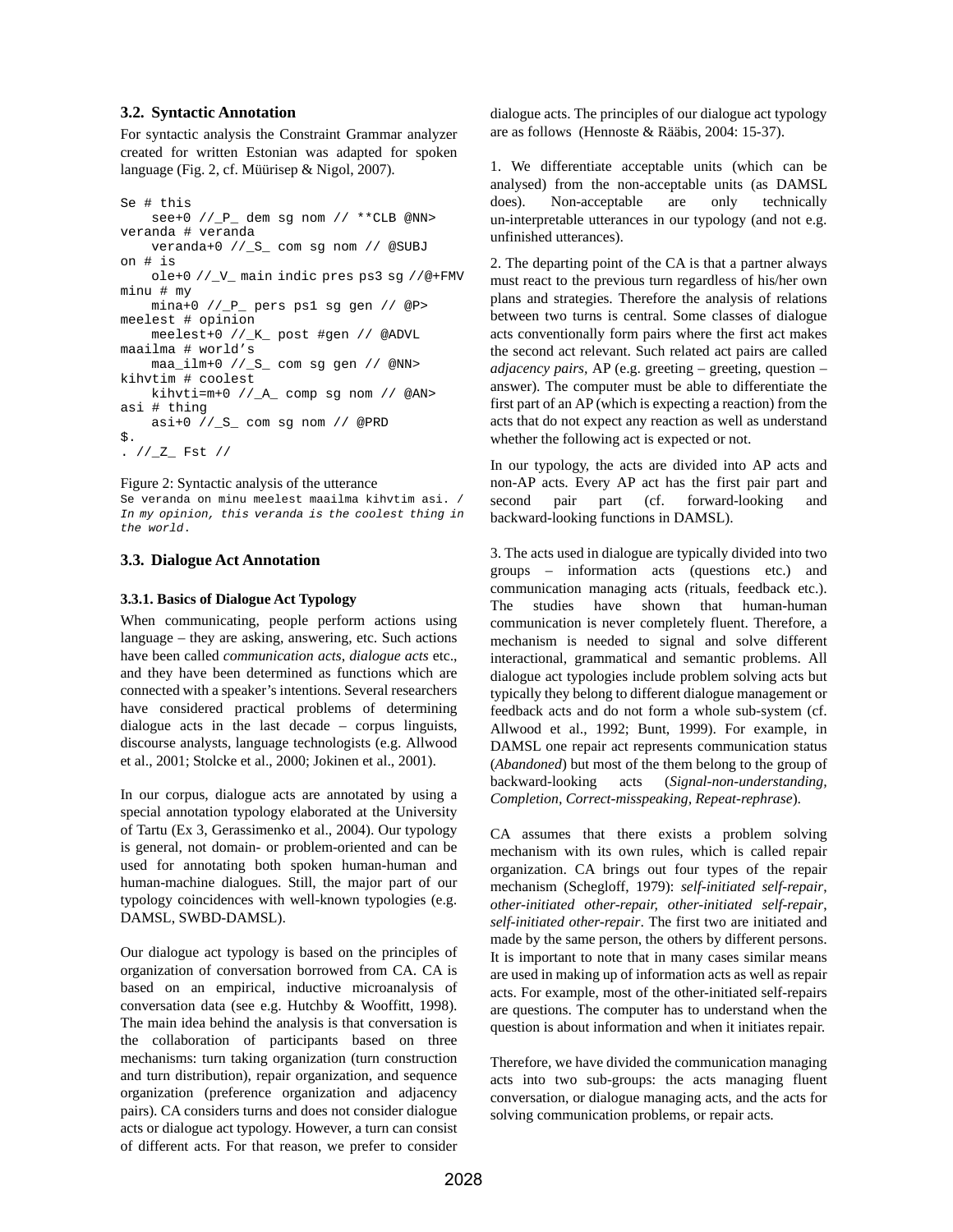### 3.2. Syntactic Annotation

For syntactic analysis the Constraint Grammar analyzer created for written Estonian was adapted for spoken language (Fig. 2, cf. Müürisep & Nigol, 2007).

```
Se # this
    see+0 //_P_ dem sg nom // **CLB @NN>
veranda # veranda
    veranda+0 //_S_ com sg nom // @SUBJ
on # is
    ole+0 //_V_ main indic pres ps3 sg //@+FMV
minu # my
    mina+0 //_P_ pers ps1 sg gen // @P>
meelest # opinion
    meelest+0 //_K_ post #gen // @ADVL
maailma # world's
    maa_ilm+0 //_S_ com sg gen // @NN>
kihvtim # coolest
    kihvti=m+0 //_A_ comp sg nom // @AN>
asi # thing
    asi+0 //_S_ com sg nom // @PRD
$.
. //_Z_ Fst //
```

Figure 2: Syntactic analysis of the utterance
Se veranda on minu meelest maailma kihvtim asi. / *In my opinion, this veranda is the coolest thing in the world*.

### 3.3. Dialogue Act Annotation

#### 3.3.1. Basics of Dialogue Act Typology

When communicating, people perform actions using language – they are asking, answering, etc. Such actions have been called *communication acts*, *dialogue acts* etc., and they have been determined as functions which are connected with a speaker's intentions. Several researchers have considered practical problems of determining dialogue acts in the last decade – corpus linguists, discourse analysts, language technologists (e.g. Allwood et al., 2001; Stolcke et al., 2000; Jokinen et al., 2001).

In our corpus, dialogue acts are annotated by using a special annotation typology elaborated at the University of Tartu (Ex 3, Gerassimenko et al., 2004). Our typology is general, not domain- or problem-oriented and can be used for annotating both spoken human-human and human-machine dialogues. Still, the major part of our typology coincidences with well-known typologies (e.g. DAMSL, SWBD-DAMSL).

Our dialogue act typology is based on the principles of organization of conversation borrowed from CA. CA is based on an empirical, inductive microanalysis of conversation data (see e.g. Hutchby & Wooffitt, 1998). The main idea behind the analysis is that conversation is the collaboration of participants based on three mechanisms: turn taking organization (turn construction and turn distribution), repair organization, and sequence organization (preference organization and adjacency pairs). CA considers turns and does not consider dialogue acts or dialogue act typology. However, a turn can consist of different acts. For that reason, we prefer to consider dialogue acts. The principles of our dialogue act typology are as follows (Hennoste & Rääbis, 2004: 15-37).

1. We differentiate acceptable units (which can be analysed) from the non-acceptable units (as DAMSL does). Non-acceptable are only technically un-interpretable utterances in our typology (and not e.g. unfinished utterances).

2. The departing point of the CA is that a partner always must react to the previous turn regardless of his/her own plans and strategies. Therefore the analysis of relations between two turns is central. Some classes of dialogue acts conventionally form pairs where the first act makes the second act relevant. Such related act pairs are called *adjacency pairs*, AP (e.g. greeting – greeting, question – answer). The computer must be able to differentiate the first part of an AP (which is expecting a reaction) from the acts that do not expect any reaction as well as understand whether the following act is expected or not.

In our typology, the acts are divided into AP acts and non-AP acts. Every AP act has the first pair part and second pair part (cf. forward-looking and backward-looking functions in DAMSL).

3. The acts used in dialogue are typically divided into two groups – information acts (questions etc.) and communication managing acts (rituals, feedback etc.). The studies have shown that human-human communication is never completely fluent. Therefore, a mechanism is needed to signal and solve different interactional, grammatical and semantic problems. All dialogue act typologies include problem solving acts but typically they belong to different dialogue management or feedback acts and do not form a whole sub-system (cf. Allwood et al., 1992; Bunt, 1999). For example, in DAMSL one repair act represents communication status (*Abandoned*) but most of the them belong to the group of backward-looking acts (*Signal-non-understanding, Completion, Correct-misspeaking, Repeat-rephrase*).

CA assumes that there exists a problem solving mechanism with its own rules, which is called repair organization. CA brings out four types of the repair mechanism (Schegloff, 1979): ***self-initiated self-repair***, ***other-initiated other-repair, other-initiated self-repair***, ***self-initiated other-repair***. The first two are initiated and made by the same person, the others by different persons. It is important to note that in many cases similar means are used in making up of information acts as well as repair acts. For example, most of the other-initiated self-repairs are questions. The computer has to understand when the question is about information and when it initiates repair.

Therefore, we have divided the communication managing acts into two sub-groups: the acts managing fluent conversation, or dialogue managing acts, and the acts for solving communication problems, or repair acts.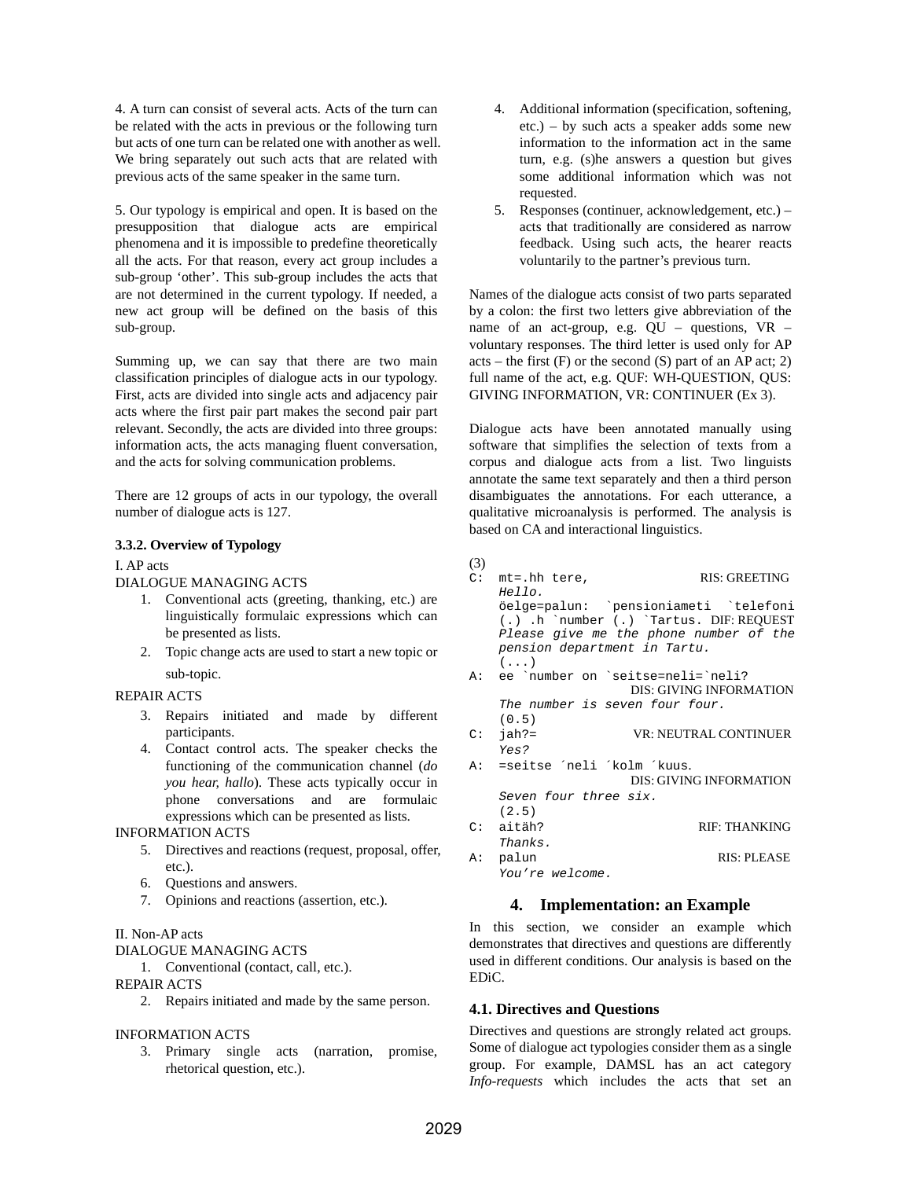4. A turn can consist of several acts. Acts of the turn can be related with the acts in previous or the following turn but acts of one turn can be related one with another as well. We bring separately out such acts that are related with previous acts of the same speaker in the same turn.

5. Our typology is empirical and open. It is based on the presupposition that dialogue acts are empirical phenomena and it is impossible to predefine theoretically all the acts. For that reason, every act group includes a sub-group 'other'. This sub-group includes the acts that are not determined in the current typology. If needed, a new act group will be defined on the basis of this sub-group.

Summing up, we can say that there are two main classification principles of dialogue acts in our typology. First, acts are divided into single acts and adjacency pair acts where the first pair part makes the second pair part relevant. Secondly, the acts are divided into three groups: information acts, the acts managing fluent conversation, and the acts for solving communication problems.

There are 12 groups of acts in our typology, the overall number of dialogue acts is 127.

#### 3.3.2. Overview of Typology

I. AP acts

DIALOGUE MANAGING ACTS

1. Conventional acts (greeting, thanking, etc.) are linguistically formulaic expressions which can be presented as lists.
2. Topic change acts are used to start a new topic or sub-topic.

REPAIR ACTS

3. Repairs initiated and made by different participants.
4. Contact control acts. The speaker checks the functioning of the communication channel (*do you hear, hallo*). These acts typically occur in phone conversations and are formulaic expressions which can be presented as lists.

INFORMATION ACTS

5. Directives and reactions (request, proposal, offer, etc.).
6. Questions and answers.
7. Opinions and reactions (assertion, etc.).

II. Non-AP acts

DIALOGUE MANAGING ACTS

1. Conventional (contact, call, etc.).

REPAIR ACTS

2. Repairs initiated and made by the same person.

INFORMATION ACTS

3. Primary single acts (narration, promise, rhetorical question, etc.).
4. Additional information (specification, softening, etc.) – by such acts a speaker adds some new information to the information act in the same turn, e.g. (s)he answers a question but gives some additional information which was not requested.
5. Responses (continuer, acknowledgement, etc.) – acts that traditionally are considered as narrow feedback. Using such acts, the hearer reacts voluntarily to the partner's previous turn.

Names of the dialogue acts consist of two parts separated by a colon: the first two letters give abbreviation of the name of an act-group, e.g. QU – questions, VR – voluntary responses. The third letter is used only for AP acts – the first (F) or the second (S) part of an AP act; 2) full name of the act, e.g. QUF: WH-QUESTION, QUS: GIVING INFORMATION, VR: CONTINUER (Ex 3).

Dialogue acts have been annotated manually using software that simplifies the selection of texts from a corpus and dialogue acts from a list. Two linguists annotate the same text separately and then a third person disambiguates the annotations. For each utterance, a qualitative microanalysis is performed. The analysis is based on CA and interactional linguistics.

(3)

```
C:  mt=.hh tere,                      RIS: GREETING
    Hello.
    öelge=palun:  `pensioniameti  `telefoni
    (.) .h `number (.) `Tartus.  DIF: REQUEST
    Please give me the phone number of the
    pension department in Tartu.
    (...)
A:  ee `number on `seitse=neli=`neli?
                          DIS: GIVING INFORMATION
    The number is seven four four.
    (0.5)
C:  jah?=                   VR: NEUTRAL CONTINUER
    Yes?
A:  =seitse ´neli ´kolm ´kuus.
                          DIS: GIVING INFORMATION
    Seven four three six.
    (2.5)
C:  aitäh?                            RIF: THANKING
    Thanks.
A:  palun                             RIS: PLEASE
    You're welcome.
```

## 4. Implementation: an Example

In this section, we consider an example which demonstrates that directives and questions are differently used in different conditions. Our analysis is based on the EDiC.

### 4.1. Directives and Questions

Directives and questions are strongly related act groups. Some of dialogue act typologies consider them as a single group. For example, DAMSL has an act category *Info-requests* which includes the acts that set an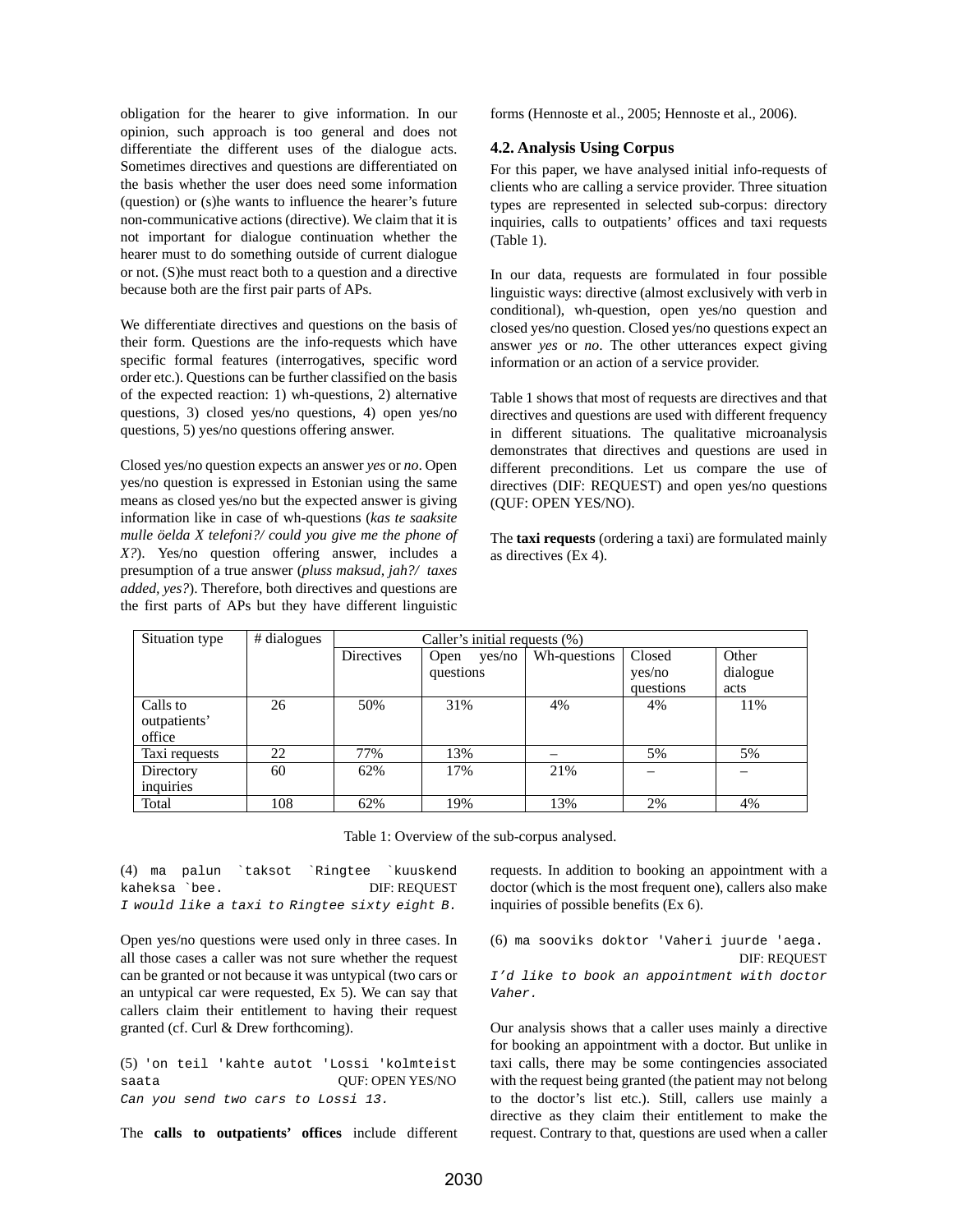obligation for the hearer to give information. In our opinion, such approach is too general and does not differentiate the different uses of the dialogue acts. Sometimes directives and questions are differentiated on the basis whether the user does need some information (question) or (s)he wants to influence the hearer's future non-communicative actions (directive). We claim that it is not important for dialogue continuation whether the hearer must to do something outside of current dialogue or not. (S)he must react both to a question and a directive because both are the first pair parts of APs.

We differentiate directives and questions on the basis of their form. Questions are the info-requests which have specific formal features (interrogatives, specific word order etc.). Questions can be further classified on the basis of the expected reaction: 1) wh-questions, 2) alternative questions, 3) closed yes/no questions, 4) open yes/no questions, 5) yes/no questions offering answer.

Closed yes/no question expects an answer *yes* or *no*. Open yes/no question is expressed in Estonian using the same means as closed yes/no but the expected answer is giving information like in case of wh-questions (*kas te saaksite mulle öelda X telefoni?/ could you give me the phone of X?*). Yes/no question offering answer, includes a presumption of a true answer (*pluss maksud, jah?/ taxes added, yes?*). Therefore, both directives and questions are the first parts of APs but they have different linguistic forms (Hennoste et al., 2005; Hennoste et al., 2006).

### 4.2. Analysis Using Corpus

For this paper, we have analysed initial info-requests of clients who are calling a service provider. Three situation types are represented in selected sub-corpus: directory inquiries, calls to outpatients' offices and taxi requests (Table 1).

In our data, requests are formulated in four possible linguistic ways: directive (almost exclusively with verb in conditional), wh-question, open yes/no question and closed yes/no question. Closed yes/no questions expect an answer *yes* or *no*. The other utterances expect giving information or an action of a service provider.

Table 1 shows that most of requests are directives and that directives and questions are used with different frequency in different situations. The qualitative microanalysis demonstrates that directives and questions are used in different preconditions. Let us compare the use of directives (DIF: REQUEST) and open yes/no questions (QUF: OPEN YES/NO).

The **taxi requests** (ordering a taxi) are formulated mainly as directives (Ex 4).

| Situation type | # dialogues | Caller's initial requests (%) | | | | |
|---|---|---|---|---|---|---|
| | | Directives | Open yes/no questions | Wh-questions | Closed yes/no questions | Other dialogue acts |
| Calls to outpatients' office | 26 | 50% | 31% | 4% | 4% | 11% |
| Taxi requests | 22 | 77% | 13% | – | 5% | 5% |
| Directory inquiries | 60 | 62% | 17% | 21% | – | – |
| Total | 108 | 62% | 19% | 13% | 2% | 4% |

Table 1: Overview of the sub-corpus analysed.

(4) ma palun `taksot `Ringtee `kuuskend kaheksa `bee. DIF: REQUEST
*I would like a taxi to Ringtee sixty eight B.*

Open yes/no questions were used only in three cases. In all those cases a caller was not sure whether the request can be granted or not because it was untypical (two cars or an untypical car were requested, Ex 5). We can say that callers claim their entitlement to having their request granted (cf. Curl & Drew forthcoming).

(5) 'on teil 'kahte autot 'Lossi 'kolmteist saata QUF: OPEN YES/NO
*Can you send two cars to Lossi 13.*

The **calls to outpatients' offices** include different requests. In addition to booking an appointment with a doctor (which is the most frequent one), callers also make inquiries of possible benefits (Ex 6).

(6) ma sooviks doktor 'Vaheri juurde 'aega. DIF: REQUEST
*I'd like to book an appointment with doctor Vaher.*

Our analysis shows that a caller uses mainly a directive for booking an appointment with a doctor. But unlike in taxi calls, there may be some contingencies associated with the request being granted (the patient may not belong to the doctor's list etc.). Still, callers use mainly a directive as they claim their entitlement to make the request. Contrary to that, questions are used when a caller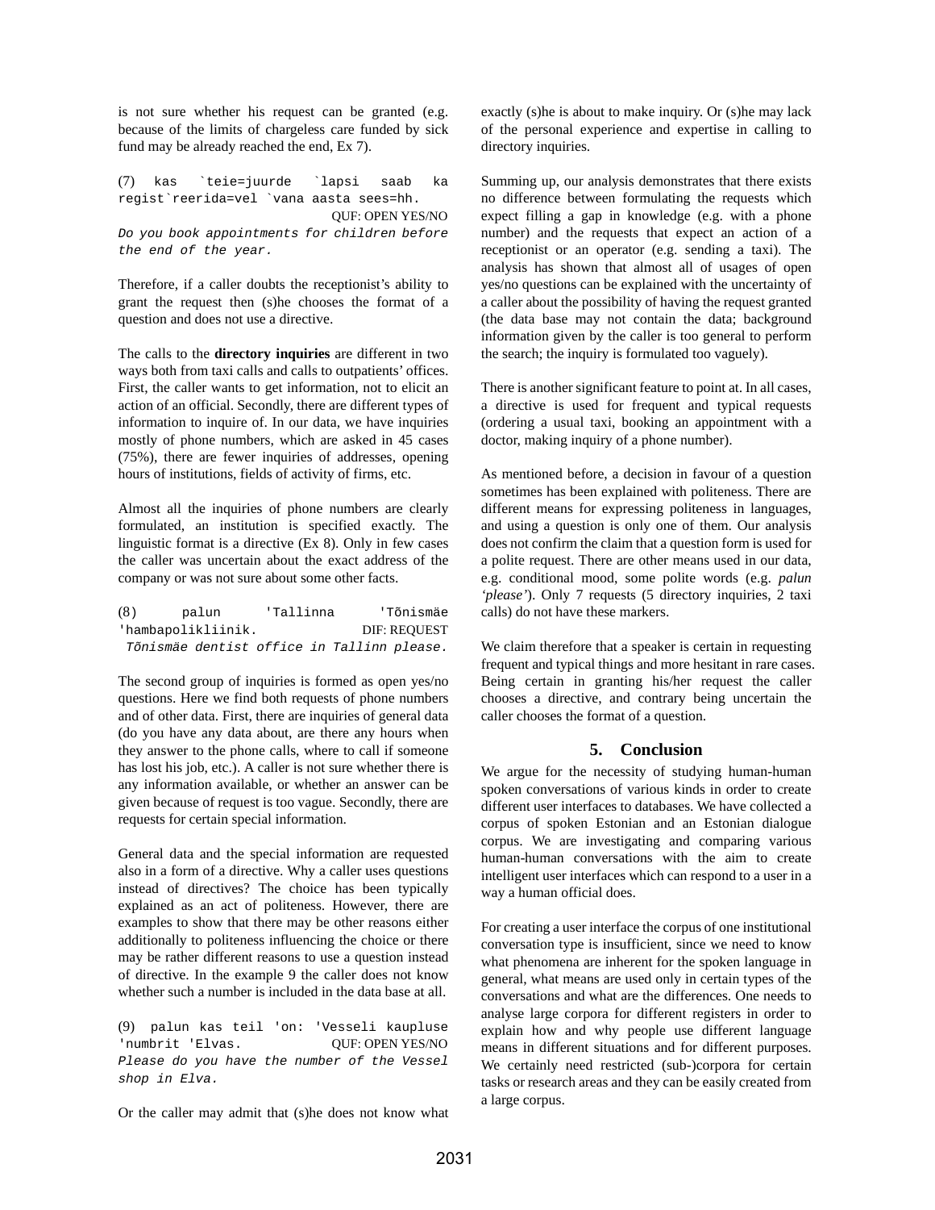is not sure whether his request can be granted (e.g. because of the limits of chargeless care funded by sick fund may be already reached the end, Ex 7).

```
(7) kas `teie=juurde `lapsi saab ka
regist`reerida=vel `vana aasta sees=hh.
```
QUF: OPEN YES/NO

*Do you book appointments for children before the end of the year.*

Therefore, if a caller doubts the receptionist's ability to grant the request then (s)he chooses the format of a question and does not use a directive.

The calls to the **directory inquiries** are different in two ways both from taxi calls and calls to outpatients' offices. First, the caller wants to get information, not to elicit an action of an official. Secondly, there are different types of information to inquire of. In our data, we have inquiries mostly of phone numbers, which are asked in 45 cases (75%), there are fewer inquiries of addresses, opening hours of institutions, fields of activity of firms, etc.

Almost all the inquiries of phone numbers are clearly formulated, an institution is specified exactly. The linguistic format is a directive (Ex 8). Only in few cases the caller was uncertain about the exact address of the company or was not sure about some other facts.

```
(8) palun 'Tallinna 'Tõnismäe
'hambapolikliinik.
```
DIF: REQUEST

*Tõnismäe dentist office in Tallinn please.*

The second group of inquiries is formed as open yes/no questions. Here we find both requests of phone numbers and of other data. First, there are inquiries of general data (do you have any data about, are there any hours when they answer to the phone calls, where to call if someone has lost his job, etc.). A caller is not sure whether there is any information available, or whether an answer can be given because of request is too vague. Secondly, there are requests for certain special information.

General data and the special information are requested also in a form of a directive. Why a caller uses questions instead of directives? The choice has been typically explained as an act of politeness. However, there are examples to show that there may be other reasons either additionally to politeness influencing the choice or there may be rather different reasons to use a question instead of directive. In the example 9 the caller does not know whether such a number is included in the data base at all.

```
(9) palun kas teil 'on: 'Vesseli kaupluse
'numbrit 'Elvas.
```
QUF: OPEN YES/NO

*Please do you have the number of the Vessel shop in Elva.*

Or the caller may admit that (s)he does not know what exactly (s)he is about to make inquiry. Or (s)he may lack of the personal experience and expertise in calling to directory inquiries.

Summing up, our analysis demonstrates that there exists no difference between formulating the requests which expect filling a gap in knowledge (e.g. with a phone number) and the requests that expect an action of a receptionist or an operator (e.g. sending a taxi). The analysis has shown that almost all of usages of open yes/no questions can be explained with the uncertainty of a caller about the possibility of having the request granted (the data base may not contain the data; background information given by the caller is too general to perform the search; the inquiry is formulated too vaguely).

There is another significant feature to point at. In all cases, a directive is used for frequent and typical requests (ordering a usual taxi, booking an appointment with a doctor, making inquiry of a phone number).

As mentioned before, a decision in favour of a question sometimes has been explained with politeness. There are different means for expressing politeness in languages, and using a question is only one of them. Our analysis does not confirm the claim that a question form is used for a polite request. There are other means used in our data, e.g. conditional mood, some polite words (e.g. *palun 'please'*). Only 7 requests (5 directory inquiries, 2 taxi calls) do not have these markers.

We claim therefore that a speaker is certain in requesting frequent and typical things and more hesitant in rare cases. Being certain in granting his/her request the caller chooses a directive, and contrary being uncertain the caller chooses the format of a question.

## 5. Conclusion

We argue for the necessity of studying human-human spoken conversations of various kinds in order to create different user interfaces to databases. We have collected a corpus of spoken Estonian and an Estonian dialogue corpus. We are investigating and comparing various human-human conversations with the aim to create intelligent user interfaces which can respond to a user in a way a human official does.

For creating a user interface the corpus of one institutional conversation type is insufficient, since we need to know what phenomena are inherent for the spoken language in general, what means are used only in certain types of the conversations and what are the differences. One needs to analyse large corpora for different registers in order to explain how and why people use different language means in different situations and for different purposes. We certainly need restricted (sub-)corpora for certain tasks or research areas and they can be easily created from a large corpus.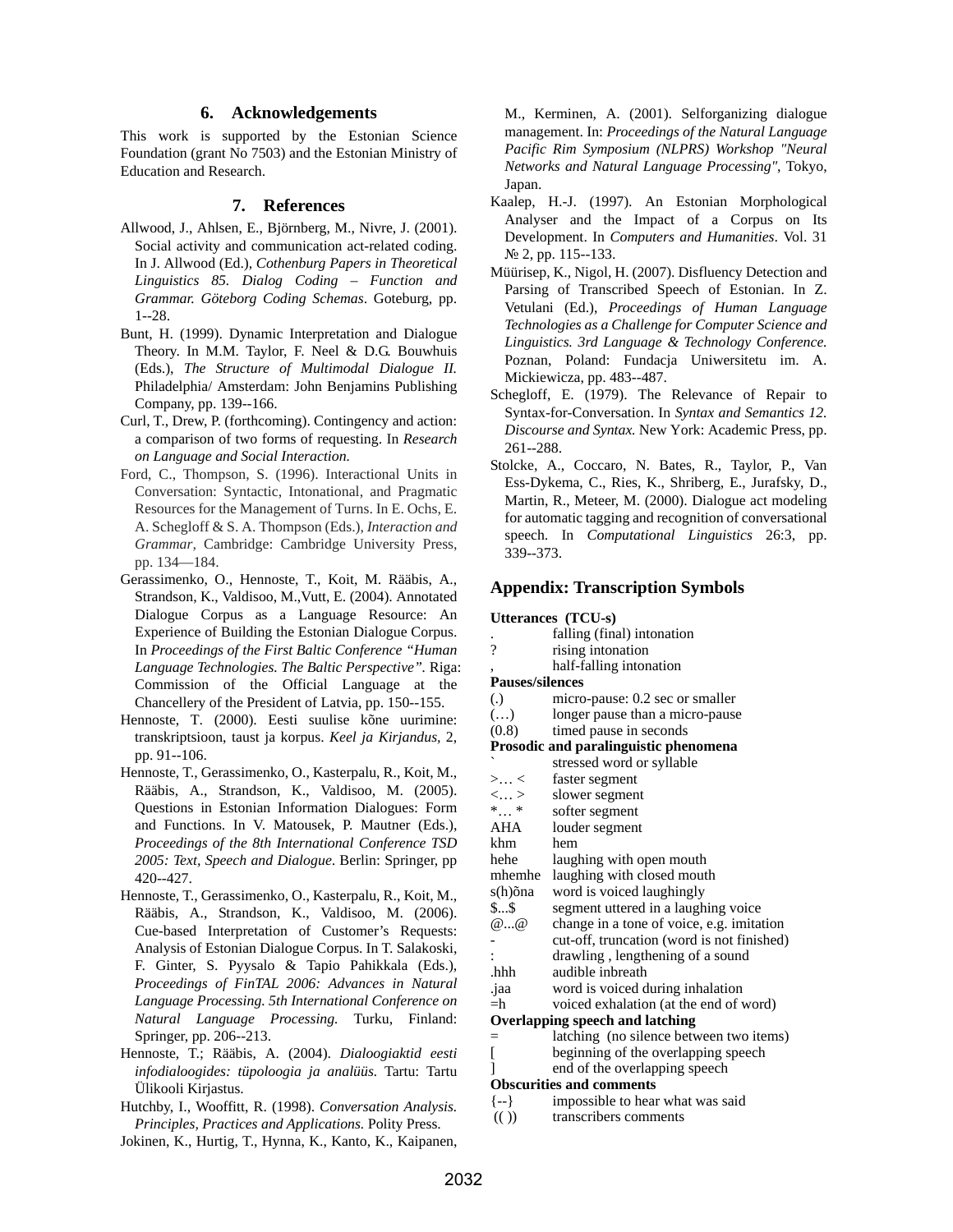## 6. Acknowledgements

This work is supported by the Estonian Science Foundation (grant No 7503) and the Estonian Ministry of Education and Research.

## 7. References

Allwood, J., Ahlsen, E., Björnberg, M., Nivre, J. (2001). Social activity and communication act-related coding. In J. Allwood (Ed.), *Cothenburg Papers in Theoretical Linguistics 85. Dialog Coding – Function and Grammar. Göteborg Coding Schemas*. Goteburg, pp. 1--28.

Bunt, H. (1999). Dynamic Interpretation and Dialogue Theory. In M.M. Taylor, F. Neel & D.G. Bouwhuis (Eds.), *The Structure of Multimodal Dialogue II.* Philadelphia/ Amsterdam: John Benjamins Publishing Company, pp. 139--166.

Curl, T., Drew, P. (forthcoming). Contingency and action: a comparison of two forms of requesting. In *Research on Language and Social Interaction.*

Ford, C., Thompson, S. (1996). Interactional Units in Conversation: Syntactic, Intonational, and Pragmatic Resources for the Management of Turns. In E. Ochs, E. A. Schegloff & S. A. Thompson (Eds.), *Interaction and Grammar*, Cambridge: Cambridge University Press, pp. 134—184.

Gerassimenko, O., Hennoste, T., Koit, M. Rääbis, A., Strandson, K., Valdisoo, M.,Vutt, E. (2004). Annotated Dialogue Corpus as a Language Resource: An Experience of Building the Estonian Dialogue Corpus. In *Proceedings of the First Baltic Conference "Human Language Technologies. The Baltic Perspective"*. Riga: Commission of the Official Language at the Chancellery of the President of Latvia, pp. 150--155.

Hennoste, T. (2000). Eesti suulise kõne uurimine: transkriptsioon, taust ja korpus. *Keel ja Kirjandus*, 2, pp. 91--106.

Hennoste, T., Gerassimenko, O., Kasterpalu, R., Koit, M., Rääbis, A., Strandson, K., Valdisoo, M. (2005). Questions in Estonian Information Dialogues: Form and Functions. In V. Matousek, P. Mautner (Eds.), *Proceedings of the 8th International Conference TSD 2005: Text, Speech and Dialogue*. Berlin: Springer, pp 420--427.

Hennoste, T., Gerassimenko, O., Kasterpalu, R., Koit, M., Rääbis, A., Strandson, K., Valdisoo, M. (2006). Cue-based Interpretation of Customer's Requests: Analysis of Estonian Dialogue Corpus. In T. Salakoski, F. Ginter, S. Pyysalo & Tapio Pahikkala (Eds.), *Proceedings of FinTAL 2006: Advances in Natural Language Processing. 5th International Conference on Natural Language Processing*. Turku, Finland: Springer, pp. 206--213.

Hennoste, T.; Rääbis, A. (2004). *Dialoogiaktid eesti infodialoogides: tüpoloogia ja analüüs.* Tartu: Tartu Ülikooli Kirjastus.

Hutchby, I., Wooffitt, R. (1998). *Conversation Analysis. Principles, Practices and Applications.* Polity Press.

Jokinen, K., Hurtig, T., Hynna, K., Kanto, K., Kaipanen, M., Kerminen, A. (2001). Selforganizing dialogue management. In: *Proceedings of the Natural Language Pacific Rim Symposium (NLPRS) Workshop "Neural Networks and Natural Language Processing"*, Tokyo, Japan.

Kaalep, H.-J. (1997). An Estonian Morphological Analyser and the Impact of a Corpus on Its Development. In *Computers and Humanities*. Vol. 31 № 2, pp. 115--133.

Müürisep, K., Nigol, H. (2007). Disfluency Detection and Parsing of Transcribed Speech of Estonian. In Z. Vetulani (Ed.), *Proceedings of Human Language Technologies as a Challenge for Computer Science and Linguistics. 3rd Language & Technology Conference.* Poznan, Poland: Fundacja Uniwersitetu im. A. Mickiewicza, pp. 483--487.

Schegloff, E. (1979). The Relevance of Repair to Syntax-for-Conversation. In *Syntax and Semantics 12. Discourse and Syntax.* New York: Academic Press, pp. 261--288.

Stolcke, A., Coccaro, N. Bates, R., Taylor, P., Van Ess-Dykema, C., Ries, K., Shriberg, E., Jurafsky, D., Martin, R., Meteer, M. (2000). Dialogue act modeling for automatic tagging and recognition of conversational speech. In *Computational Linguistics* 26:3, pp. 339--373.

## Appendix: Transcription Symbols

**Utterances (TCU-s)**

| | |
|---|---|
| . | falling (final) intonation |
| ? | rising intonation |
| , | half-falling intonation |
| **Pauses/silences** | |
| (.) | micro-pause: 0.2 sec or smaller |
| (…) | longer pause than a micro-pause |
| (0.8) | timed pause in seconds |
| **Prosodic and paralinguistic phenomena** | |
| ` | stressed word or syllable |
| >… < | faster segment |
| <… > | slower segment |
| *… * | softer segment |
| AHA | louder segment |
| khm | hem |
| hehe | laughing with open mouth |
| mhemhe | laughing with closed mouth |
| s(h)õna | word is voiced laughingly |
| $...$ | segment uttered in a laughing voice |
| @...@ | change in a tone of voice, e.g. imitation |
| - | cut-off, truncation (word is not finished) |
| : | drawling , lengthening of a sound |
| .hhh | audible inbreath |
| .jaa | word is voiced during inhalation |
| =h | voiced exhalation (at the end of word) |
| **Overlapping speech and latching** | |
| = | latching (no silence between two items) |
| [ | beginning of the overlapping speech |
| ] | end of the overlapping speech |
| **Obscurities and comments** | |
| {--} | impossible to hear what was said |
| (( )) | transcribers comments |